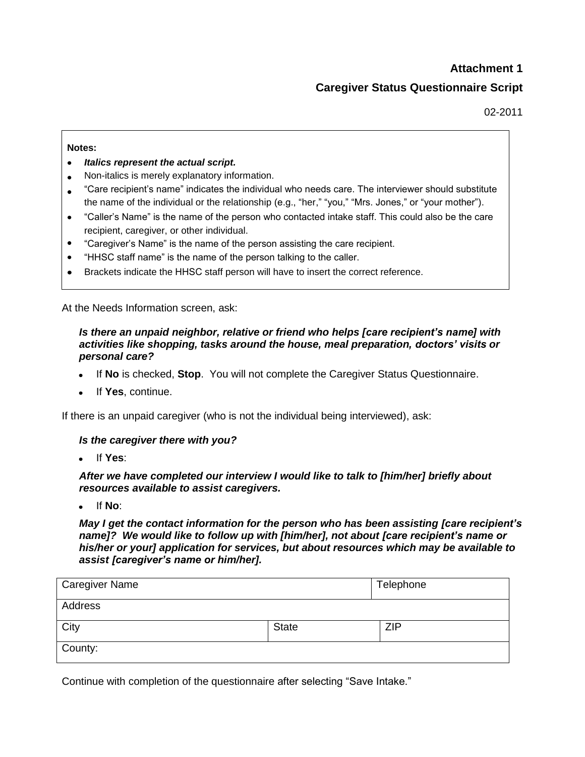**Attachment 1**

**Caregiver Status Questionnaire Script**

02-2011

**Notes:**

- ***Italics represent the actual script.***
- Non-italics is merely explanatory information.
- "Care recipient's name" indicates the individual who needs care. The interviewer should substitute the name of the individual or the relationship (e.g., "her," "you," "Mrs. Jones," or "your mother").
- "Caller's Name" is the name of the person who contacted intake staff. This could also be the care recipient, caregiver, or other individual.
- "Caregiver's Name" is the name of the person assisting the care recipient.
- "HHSC staff name" is the name of the person talking to the caller.
- Brackets indicate the HHSC staff person will have to insert the correct reference.

At the Needs Information screen, ask:

> ***Is there an unpaid neighbor, relative or friend who helps [care recipient's name] with activities like shopping, tasks around the house, meal preparation, doctors' visits or personal care?***
>
> - If **No** is checked, **Stop**. You will not complete the Caregiver Status Questionnaire.
> - If **Yes**, continue.

If there is an unpaid caregiver (who is not the individual being interviewed), ask:

> ***Is the caregiver there with you?***
>
> - If **Yes**:
>
> ***After we have completed our interview I would like to talk to [him/her] briefly about resources available to assist caregivers.***
>
> - If **No**:
>
> ***May I get the contact information for the person who has been assisting [care recipient's name]? We would like to follow up with [him/her], not about [care recipient's name or his/her or your] application for services, but about resources which may be available to assist [caregiver's name or him/her].***

| Caregiver Name | | Telephone |
|---|---|---|
| Address | | |
| City | State | ZIP |
| County: | | |

Continue with completion of the questionnaire after selecting "Save Intake."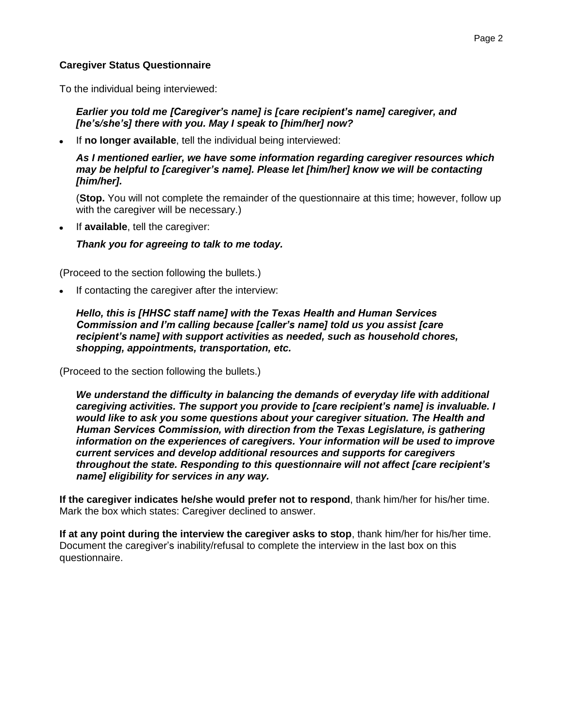**Caregiver Status Questionnaire**

To the individual being interviewed:

> ***Earlier you told me [Caregiver's name] is [care recipient's name] caregiver, and [he's/she's] there with you. May I speak to [him/her] now?***

- If **no longer available**, tell the individual being interviewed:

  ***As I mentioned earlier, we have some information regarding caregiver resources which may be helpful to [caregiver's name]. Please let [him/her] know we will be contacting [him/her].***

  (**Stop.** You will not complete the remainder of the questionnaire at this time; however, follow up with the caregiver will be necessary.)

- If **available**, tell the caregiver:

  ***Thank you for agreeing to talk to me today.***

(Proceed to the section following the bullets.)

- If contacting the caregiver after the interview:

  ***Hello, this is [HHSC staff name] with the Texas Health and Human Services Commission and I'm calling because [caller's name] told us you assist [care recipient's name] with support activities as needed, such as household chores, shopping, appointments, transportation, etc.***

(Proceed to the section following the bullets.)

> ***We understand the difficulty in balancing the demands of everyday life with additional caregiving activities. The support you provide to [care recipient's name] is invaluable. I would like to ask you some questions about your caregiver situation. The Health and Human Services Commission, with direction from the Texas Legislature, is gathering information on the experiences of caregivers. Your information will be used to improve current services and develop additional resources and supports for caregivers throughout the state. Responding to this questionnaire will not affect [care recipient's name] eligibility for services in any way.***

**If the caregiver indicates he/she would prefer not to respond**, thank him/her for his/her time. Mark the box which states: Caregiver declined to answer.

**If at any point during the interview the caregiver asks to stop**, thank him/her for his/her time. Document the caregiver's inability/refusal to complete the interview in the last box on this questionnaire.